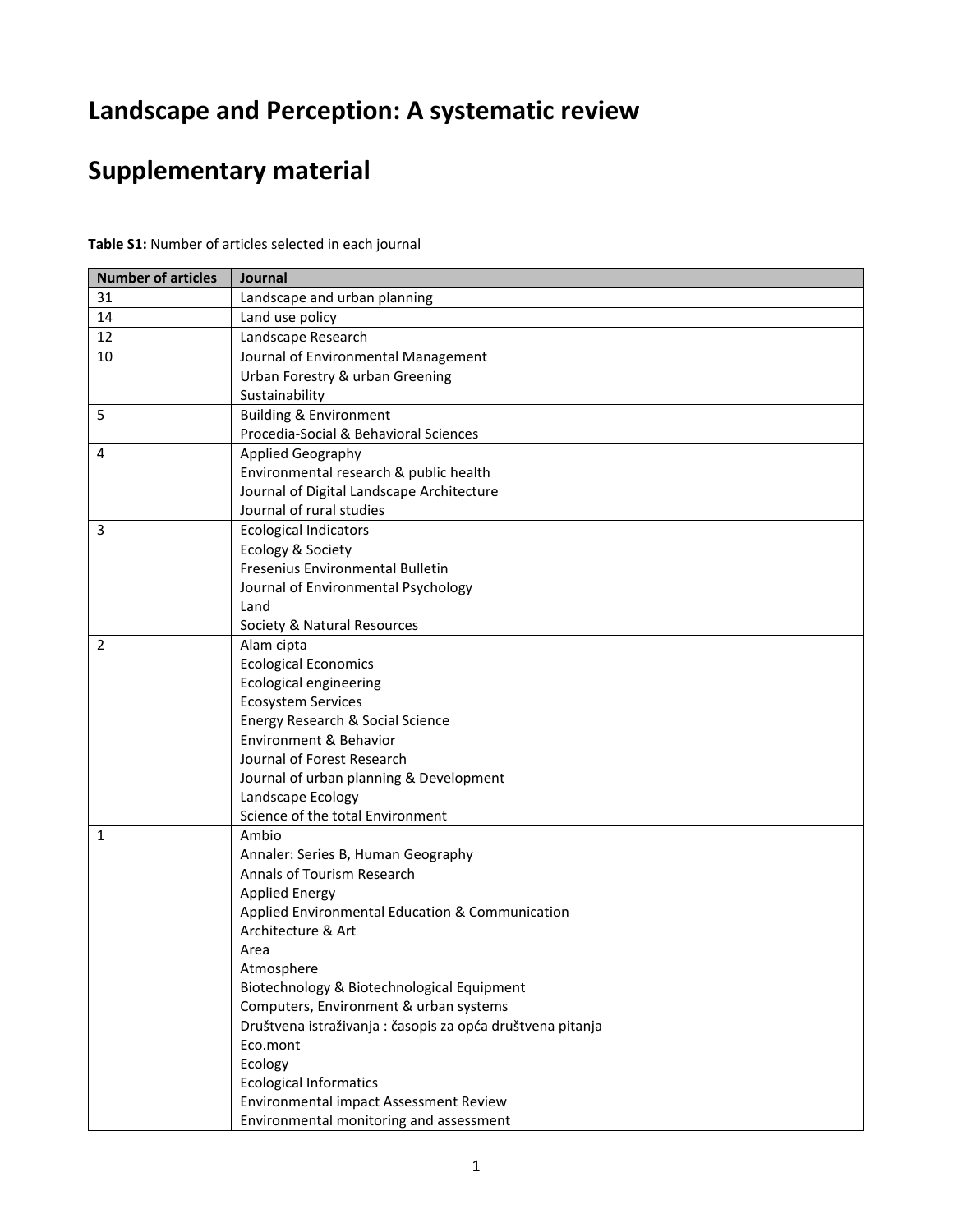# Landscape and Perception: A systematic review

# Supplementary material

**Table S1:** Number of articles selected in each journal

| Number of articles | Journal |
|---|---|
| 31 | Landscape and urban planning |
| 14 | Land use policy |
| 12 | Landscape Research |
| 10 | Journal of Environmental Management<br>Urban Forestry & urban Greening<br>Sustainability |
| 5 | Building & Environment<br>Procedia-Social & Behavioral Sciences |
| 4 | Applied Geography<br>Environmental research & public health<br>Journal of Digital Landscape Architecture<br>Journal of rural studies |
| 3 | Ecological Indicators<br>Ecology & Society<br>Fresenius Environmental Bulletin<br>Journal of Environmental Psychology<br>Land<br>Society & Natural Resources |
| 2 | Alam cipta<br>Ecological Economics<br>Ecological engineering<br>Ecosystem Services<br>Energy Research & Social Science<br>Environment & Behavior<br>Journal of Forest Research<br>Journal of urban planning & Development<br>Landscape Ecology<br>Science of the total Environment |
| 1 | Ambio<br>Annaler: Series B, Human Geography<br>Annals of Tourism Research<br>Applied Energy<br>Applied Environmental Education & Communication<br>Architecture & Art<br>Area<br>Atmosphere<br>Biotechnology & Biotechnological Equipment<br>Computers, Environment & urban systems<br>Društvena istraživanja : časopis za opća društvena pitanja<br>Eco.mont<br>Ecology<br>Ecological Informatics<br>Environmental impact Assessment Review<br>Environmental monitoring and assessment |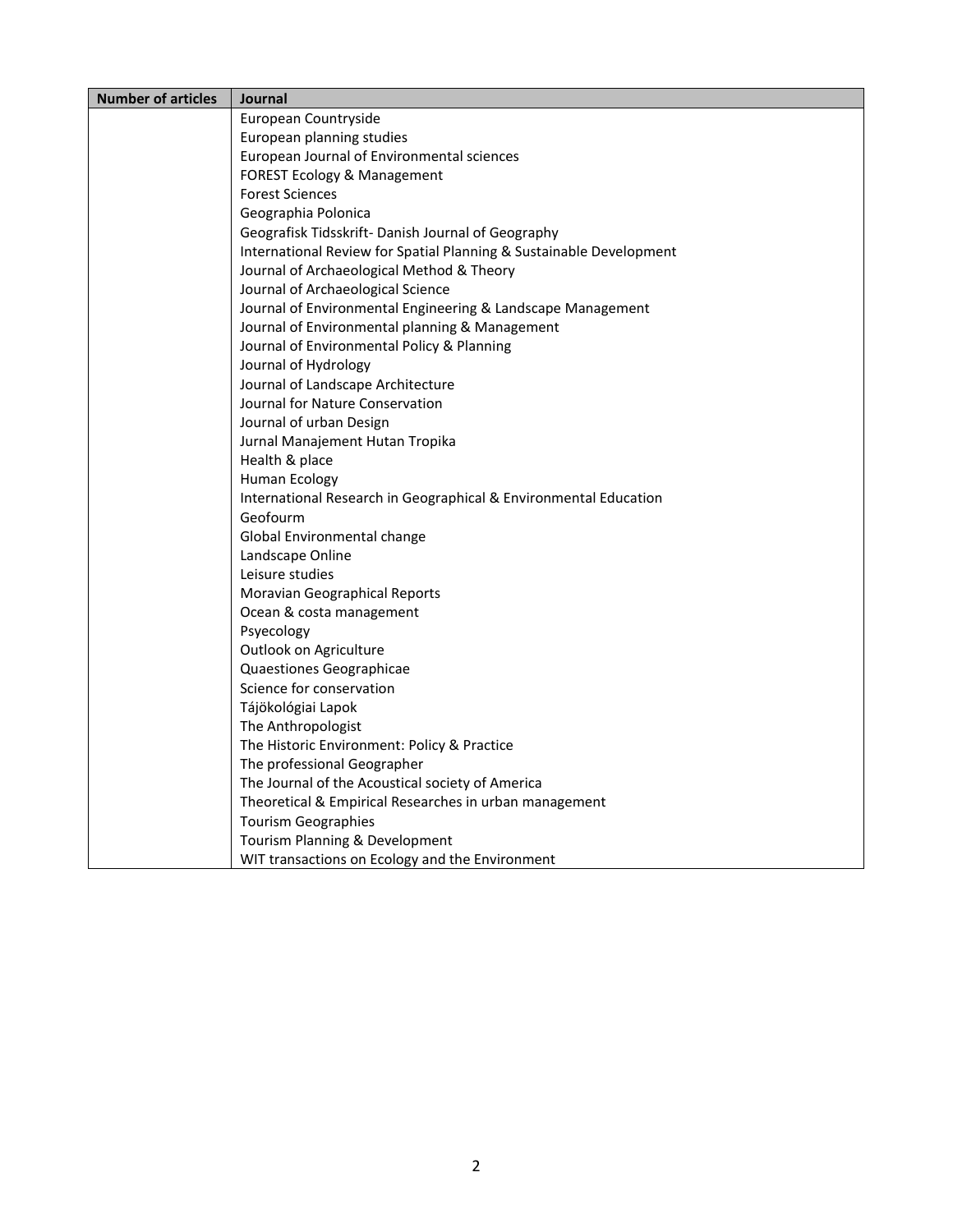| Number of articles | Journal |
|---|---|
| | European Countryside |
| | European planning studies |
| | European Journal of Environmental sciences |
| | FOREST Ecology & Management |
| | Forest Sciences |
| | Geographia Polonica |
| | Geografisk Tidsskrift- Danish Journal of Geography |
| | International Review for Spatial Planning & Sustainable Development |
| | Journal of Archaeological Method & Theory |
| | Journal of Archaeological Science |
| | Journal of Environmental Engineering & Landscape Management |
| | Journal of Environmental planning & Management |
| | Journal of Environmental Policy & Planning |
| | Journal of Hydrology |
| | Journal of Landscape Architecture |
| | Journal for Nature Conservation |
| | Journal of urban Design |
| | Jurnal Manajement Hutan Tropika |
| | Health & place |
| | Human Ecology |
| | International Research in Geographical & Environmental Education |
| | Geofourm |
| | Global Environmental change |
| | Landscape Online |
| | Leisure studies |
| | Moravian Geographical Reports |
| | Ocean & costa management |
| | Psyecology |
| | Outlook on Agriculture |
| | Quaestiones Geographicae |
| | Science for conservation |
| | Tájökológiai Lapok |
| | The Anthropologist |
| | The Historic Environment: Policy & Practice |
| | The professional Geographer |
| | The Journal of the Acoustical society of America |
| | Theoretical & Empirical Researches in urban management |
| | Tourism Geographies |
| | Tourism Planning & Development |
| | WIT transactions on Ecology and the Environment |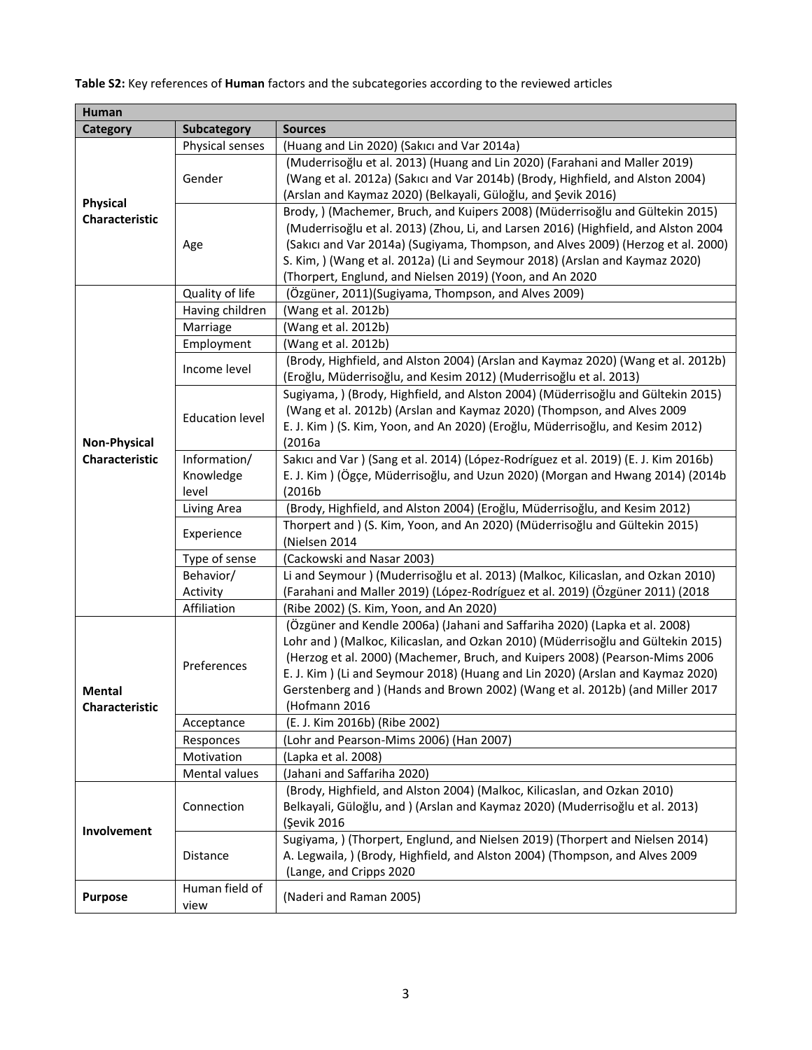**Table S2:** Key references of **Human** factors and the subcategories according to the reviewed articles

| Human | | |
|---|---|---|
| **Category** | **Subcategory** | **Sources** |
| **Physical Characteristic** | Physical senses | (Huang and Lin 2020) (Sakıcı and Var 2014a) |
| | Gender | (Muderrisoğlu et al. 2013) (Huang and Lin 2020) (Farahani and Maller 2019) (Wang et al. 2012a) (Sakıcı and Var 2014b) (Brody, Highfield, and Alston 2004) (Arslan and Kaymaz 2020) (Belkayali, Güloğlu, and Şevik 2016) |
| | Age | Brody, ) (Machemer, Bruch, and Kuipers 2008) (Müderrisoğlu and Gültekin 2015) (Muderrisoğlu et al. 2013) (Zhou, Li, and Larsen 2016) (Highfield, and Alston 2004 (Sakıcı and Var 2014a) (Sugiyama, Thompson, and Alves 2009) (Herzog et al. 2000) S. Kim, ) (Wang et al. 2012a) (Li and Seymour 2018) (Arslan and Kaymaz 2020) (Thorpert, Englund, and Nielsen 2019) (Yoon, and An 2020 |
| **Non-Physical Characteristic** | Quality of life | (Özgüner, 2011)(Sugiyama, Thompson, and Alves 2009) |
| | Having children | (Wang et al. 2012b) |
| | Marriage | (Wang et al. 2012b) |
| | Employment | (Wang et al. 2012b) |
| | Income level | (Brody, Highfield, and Alston 2004) (Arslan and Kaymaz 2020) (Wang et al. 2012b) (Eroğlu, Müderrisoğlu, and Kesim 2012) (Muderrisoğlu et al. 2013) |
| | Education level | Sugiyama, ) (Brody, Highfield, and Alston 2004) (Müderrisoğlu and Gültekin 2015) (Wang et al. 2012b) (Arslan and Kaymaz 2020) (Thompson, and Alves 2009 E. J. Kim ) (S. Kim, Yoon, and An 2020) (Eroğlu, Müderrisoğlu, and Kesim 2012) (2016a |
| | Information/ Knowledge level | Sakıcı and Var ) (Sang et al. 2014) (López-Rodríguez et al. 2019) (E. J. Kim 2016b) E. J. Kim ) (Ögçe, Müderrisoğlu, and Uzun 2020) (Morgan and Hwang 2014) (2014b (2016b |
| | Living Area | (Brody, Highfield, and Alston 2004) (Eroğlu, Müderrisoğlu, and Kesim 2012) |
| | Experience | Thorpert and ) (S. Kim, Yoon, and An 2020) (Müderrisoğlu and Gültekin 2015) (Nielsen 2014 |
| | Type of sense | (Cackowski and Nasar 2003) |
| | Behavior/ Activity | Li and Seymour ) (Muderrisoğlu et al. 2013) (Malkoc, Kilicaslan, and Ozkan 2010) (Farahani and Maller 2019) (López-Rodríguez et al. 2019) (Özgüner 2011) (2018 |
| | Affiliation | (Ribe 2002) (S. Kim, Yoon, and An 2020) |
| **Mental Characteristic** | Preferences | (Özgüner and Kendle 2006a) (Jahani and Saffariha 2020) (Lapka et al. 2008) Lohr and ) (Malkoc, Kilicaslan, and Ozkan 2010) (Müderrisoğlu and Gültekin 2015) (Herzog et al. 2000) (Machemer, Bruch, and Kuipers 2008) (Pearson-Mims 2006 E. J. Kim ) (Li and Seymour 2018) (Huang and Lin 2020) (Arslan and Kaymaz 2020) Gerstenberg and ) (Hands and Brown 2002) (Wang et al. 2012b) (and Miller 2017 (Hofmann 2016 |
| | Acceptance | (E. J. Kim 2016b) (Ribe 2002) |
| | Responces | (Lohr and Pearson-Mims 2006) (Han 2007) |
| | Motivation | (Lapka et al. 2008) |
| | Mental values | (Jahani and Saffariha 2020) |
| **Involvement** | Connection | (Brody, Highfield, and Alston 2004) (Malkoc, Kilicaslan, and Ozkan 2010) Belkayali, Güloğlu, and ) (Arslan and Kaymaz 2020) (Muderrisoğlu et al. 2013) (Şevik 2016 |
| | Distance | Sugiyama, ) (Thorpert, Englund, and Nielsen 2019) (Thorpert and Nielsen 2014) A. Legwaila, ) (Brody, Highfield, and Alston 2004) (Thompson, and Alves 2009 (Lange, and Cripps 2020 |
| **Purpose** | Human field of view | (Naderi and Raman 2005) |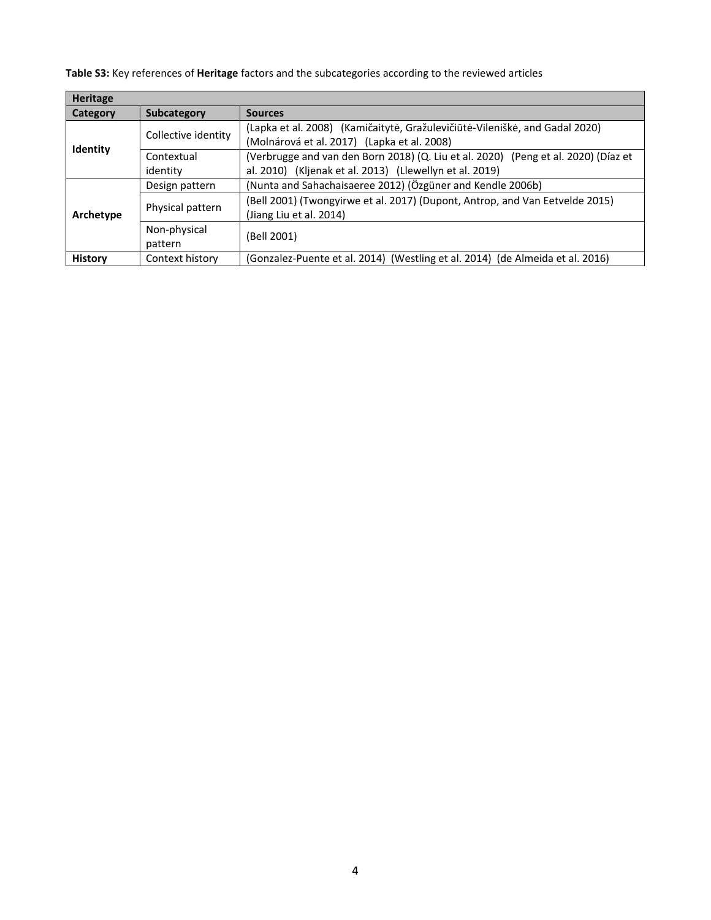**Table S3:** Key references of **Heritage** factors and the subcategories according to the reviewed articles

| Heritage | | |
|---|---|---|
| **Category** | **Subcategory** | **Sources** |
| **Identity** | Collective identity | (Lapka et al. 2008) (Kamičaitytė, Gražulevičiūtė-Vileniškė, and Gadal 2020) (Molnárová et al. 2017) (Lapka et al. 2008) |
| | Contextual identity | (Verbrugge and van den Born 2018) (Q. Liu et al. 2020) (Peng et al. 2020) (Díaz et al. 2010) (Kljenak et al. 2013) (Llewellyn et al. 2019) |
| **Archetype** | Design pattern | (Nunta and Sahachaisaeree 2012) (Özgüner and Kendle 2006b) |
| | Physical pattern | (Bell 2001) (Twongyirwe et al. 2017) (Dupont, Antrop, and Van Eetvelde 2015) (Jiang Liu et al. 2014) |
| | Non-physical pattern | (Bell 2001) |
| **History** | Context history | (Gonzalez-Puente et al. 2014) (Westling et al. 2014) (de Almeida et al. 2016) |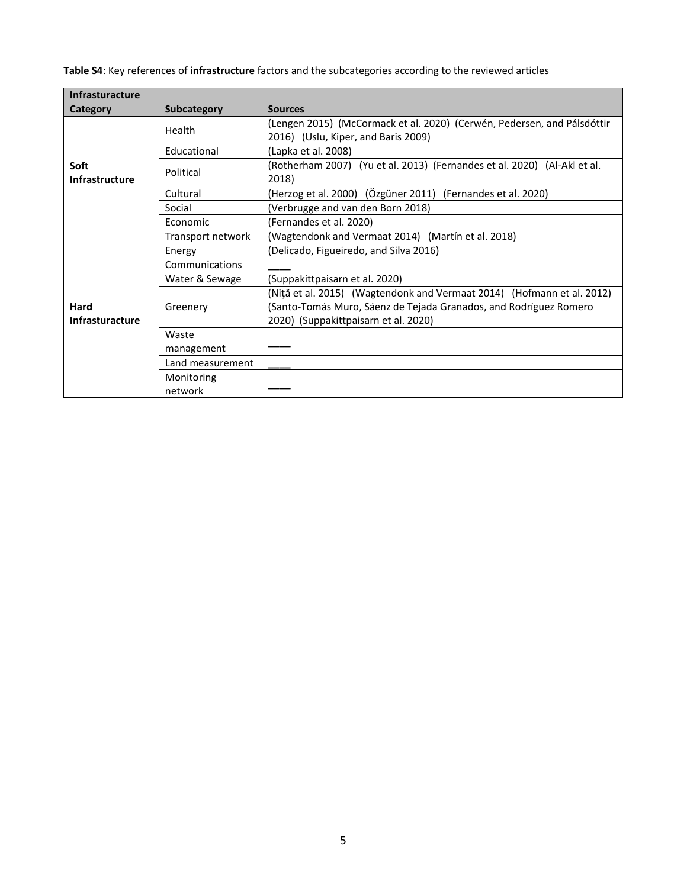**Table S4**: Key references of **infrastructure** factors and the subcategories according to the reviewed articles

| **Infrasturacture** | | |
|---|---|---|
| **Category** | **Subcategory** | **Sources** |
| **Soft Infrastructure** | Health | (Lengen 2015) (McCormack et al. 2020) (Cerwén, Pedersen, and Pálsdóttir 2016) (Uslu, Kiper, and Baris 2009) |
| | Educational | (Lapka et al. 2008) |
| | Political | (Rotherham 2007) (Yu et al. 2013) (Fernandes et al. 2020) (Al-Akl et al. 2018) |
| | Cultural | (Herzog et al. 2000) (Özgüner 2011) (Fernandes et al. 2020) |
| | Social | (Verbrugge and van den Born 2018) |
| | Economic | (Fernandes et al. 2020) |
| **Hard Infrasturacture** | Transport network | (Wagtendonk and Vermaat 2014) (Martín et al. 2018) |
| | Energy | (Delicado, Figueiredo, and Silva 2016) |
| | Communications | ____ |
| | Water & Sewage | (Suppakittpaisarn et al. 2020) |
| | Greenery | (Niţă et al. 2015) (Wagtendonk and Vermaat 2014) (Hofmann et al. 2012) (Santo-Tomás Muro, Sáenz de Tejada Granados, and Rodríguez Romero 2020) (Suppakittpaisarn et al. 2020) |
| | Waste management | ____ |
| | Land measurement | ____ |
| | Monitoring network | ____ |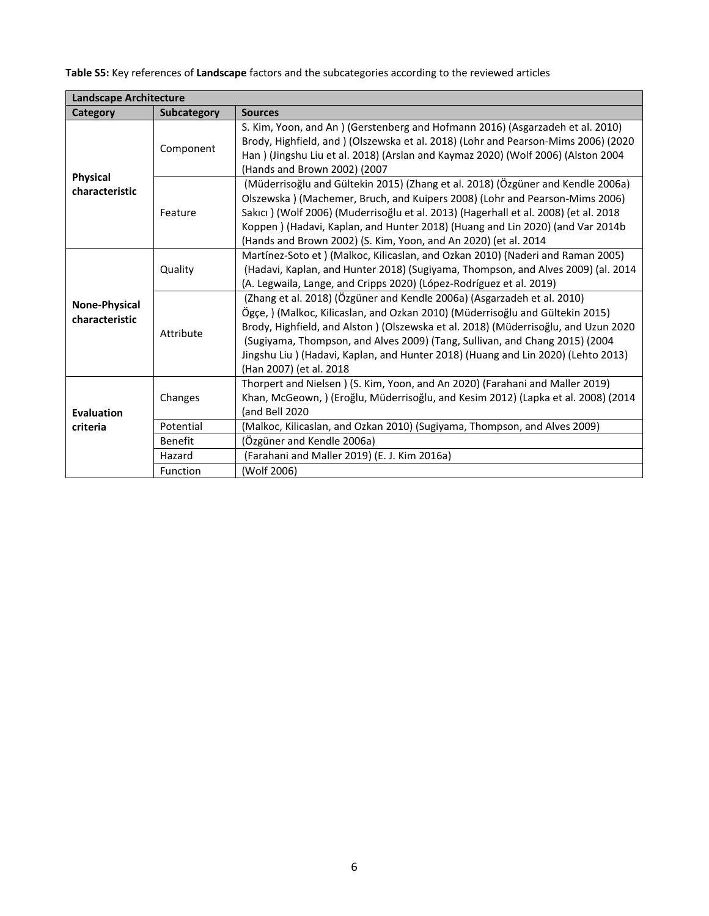**Table S5:** Key references of **Landscape** factors and the subcategories according to the reviewed articles

| Landscape Architecture | | |
|---|---|---|
| **Category** | **Subcategory** | **Sources** |
| **Physical characteristic** | Component | S. Kim, Yoon, and An ) (Gerstenberg and Hofmann 2016) (Asgarzadeh et al. 2010) Brody, Highfield, and ) (Olszewska et al. 2018) (Lohr and Pearson-Mims 2006) (2020 Han ) (Jingshu Liu et al. 2018) (Arslan and Kaymaz 2020) (Wolf 2006) (Alston 2004 (Hands and Brown 2002) (2007 |
| | Feature | (Müderrisoğlu and Gültekin 2015) (Zhang et al. 2018) (Özgüner and Kendle 2006a) Olszewska ) (Machemer, Bruch, and Kuipers 2008) (Lohr and Pearson-Mims 2006) Sakıcı ) (Wolf 2006) (Muderrisoğlu et al. 2013) (Hagerhall et al. 2008) (et al. 2018 Koppen ) (Hadavi, Kaplan, and Hunter 2018) (Huang and Lin 2020) (and Var 2014b (Hands and Brown 2002) (S. Kim, Yoon, and An 2020) (et al. 2014 |
| **None-Physical characteristic** | Quality | Martínez-Soto et ) (Malkoc, Kilicaslan, and Ozkan 2010) (Naderi and Raman 2005) (Hadavi, Kaplan, and Hunter 2018) (Sugiyama, Thompson, and Alves 2009) (al. 2014 (A. Legwaila, Lange, and Cripps 2020) (López-Rodríguez et al. 2019) |
| | Attribute | (Zhang et al. 2018) (Özgüner and Kendle 2006a) (Asgarzadeh et al. 2010) Ögçe, ) (Malkoc, Kilicaslan, and Ozkan 2010) (Müderrisoğlu and Gültekin 2015) Brody, Highfield, and Alston ) (Olszewska et al. 2018) (Müderrisoğlu, and Uzun 2020 (Sugiyama, Thompson, and Alves 2009) (Tang, Sullivan, and Chang 2015) (2004 Jingshu Liu ) (Hadavi, Kaplan, and Hunter 2018) (Huang and Lin 2020) (Lehto 2013) (Han 2007) (et al. 2018 |
| **Evaluation criteria** | Changes | Thorpert and Nielsen ) (S. Kim, Yoon, and An 2020) (Farahani and Maller 2019) Khan, McGeown, ) (Eroğlu, Müderrisoğlu, and Kesim 2012) (Lapka et al. 2008) (2014 (and Bell 2020 |
| | Potential | (Malkoc, Kilicaslan, and Ozkan 2010) (Sugiyama, Thompson, and Alves 2009) |
| | Benefit | (Özgüner and Kendle 2006a) |
| | Hazard | (Farahani and Maller 2019) (E. J. Kim 2016a) |
| | Function | (Wolf 2006) |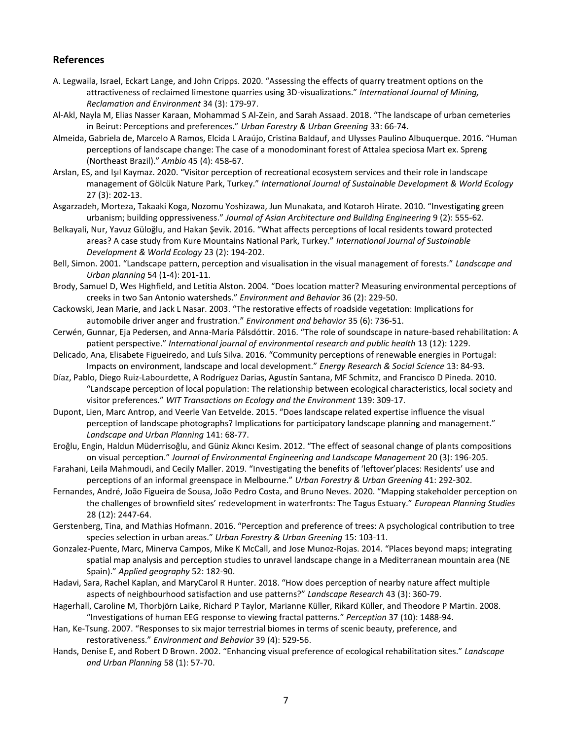## References

A. Legwaila, Israel, Eckart Lange, and John Cripps. 2020. "Assessing the effects of quarry treatment options on the attractiveness of reclaimed limestone quarries using 3D-visualizations." *International Journal of Mining, Reclamation and Environment* 34 (3): 179-97.

Al-Akl, Nayla M, Elias Nasser Karaan, Mohammad S Al-Zein, and Sarah Assaad. 2018. "The landscape of urban cemeteries in Beirut: Perceptions and preferences." *Urban Forestry & Urban Greening* 33: 66-74.

Almeida, Gabriela de, Marcelo A Ramos, Elcida L Araújo, Cristina Baldauf, and Ulysses Paulino Albuquerque. 2016. "Human perceptions of landscape change: The case of a monodominant forest of Attalea speciosa Mart ex. Spreng (Northeast Brazil)." *Ambio* 45 (4): 458-67.

Arslan, ES, and Işıl Kaymaz. 2020. "Visitor perception of recreational ecosystem services and their role in landscape management of Gölcük Nature Park, Turkey." *International Journal of Sustainable Development & World Ecology* 27 (3): 202-13.

Asgarzadeh, Morteza, Takaaki Koga, Nozomu Yoshizawa, Jun Munakata, and Kotaroh Hirate. 2010. "Investigating green urbanism; building oppressiveness." *Journal of Asian Architecture and Building Engineering* 9 (2): 555-62.

Belkayali, Nur, Yavuz Güloğlu, and Hakan Şevik. 2016. "What affects perceptions of local residents toward protected areas? A case study from Kure Mountains National Park, Turkey." *International Journal of Sustainable Development & World Ecology* 23 (2): 194-202.

Bell, Simon. 2001. "Landscape pattern, perception and visualisation in the visual management of forests." *Landscape and Urban planning* 54 (1-4): 201-11.

Brody, Samuel D, Wes Highfield, and Letitia Alston. 2004. "Does location matter? Measuring environmental perceptions of creeks in two San Antonio watersheds." *Environment and Behavior* 36 (2): 229-50.

Cackowski, Jean Marie, and Jack L Nasar. 2003. "The restorative effects of roadside vegetation: Implications for automobile driver anger and frustration." *Environment and behavior* 35 (6): 736-51.

Cerwén, Gunnar, Eja Pedersen, and Anna-María Pálsdóttir. 2016. "The role of soundscape in nature-based rehabilitation: A patient perspective." *International journal of environmental research and public health* 13 (12): 1229.

Delicado, Ana, Elisabete Figueiredo, and Luís Silva. 2016. "Community perceptions of renewable energies in Portugal: Impacts on environment, landscape and local development." *Energy Research & Social Science* 13: 84-93.

Díaz, Pablo, Diego Ruiz-Labourdette, A Rodríguez Darias, Agustín Santana, MF Schmitz, and Francisco D Pineda. 2010. "Landscape perception of local population: The relationship between ecological characteristics, local society and visitor preferences." *WIT Transactions on Ecology and the Environment* 139: 309-17.

Dupont, Lien, Marc Antrop, and Veerle Van Eetvelde. 2015. "Does landscape related expertise influence the visual perception of landscape photographs? Implications for participatory landscape planning and management." *Landscape and Urban Planning* 141: 68-77.

Eroğlu, Engin, Haldun Müderrisoğlu, and Güniz Akıncı Kesim. 2012. "The effect of seasonal change of plants compositions on visual perception." *Journal of Environmental Engineering and Landscape Management* 20 (3): 196-205.

Farahani, Leila Mahmoudi, and Cecily Maller. 2019. "Investigating the benefits of 'leftover'places: Residents' use and perceptions of an informal greenspace in Melbourne." *Urban Forestry & Urban Greening* 41: 292-302.

Fernandes, André, João Figueira de Sousa, João Pedro Costa, and Bruno Neves. 2020. "Mapping stakeholder perception on the challenges of brownfield sites' redevelopment in waterfronts: The Tagus Estuary." *European Planning Studies* 28 (12): 2447-64.

Gerstenberg, Tina, and Mathias Hofmann. 2016. "Perception and preference of trees: A psychological contribution to tree species selection in urban areas." *Urban Forestry & Urban Greening* 15: 103-11.

Gonzalez-Puente, Marc, Minerva Campos, Mike K McCall, and Jose Munoz-Rojas. 2014. "Places beyond maps; integrating spatial map analysis and perception studies to unravel landscape change in a Mediterranean mountain area (NE Spain)." *Applied geography* 52: 182-90.

Hadavi, Sara, Rachel Kaplan, and MaryCarol R Hunter. 2018. "How does perception of nearby nature affect multiple aspects of neighbourhood satisfaction and use patterns?" *Landscape Research* 43 (3): 360-79.

Hagerhall, Caroline M, Thorbjörn Laike, Richard P Taylor, Marianne Küller, Rikard Küller, and Theodore P Martin. 2008. "Investigations of human EEG response to viewing fractal patterns." *Perception* 37 (10): 1488-94.

Han, Ke-Tsung. 2007. "Responses to six major terrestrial biomes in terms of scenic beauty, preference, and restorativeness." *Environment and Behavior* 39 (4): 529-56.

Hands, Denise E, and Robert D Brown. 2002. "Enhancing visual preference of ecological rehabilitation sites." *Landscape and Urban Planning* 58 (1): 57-70.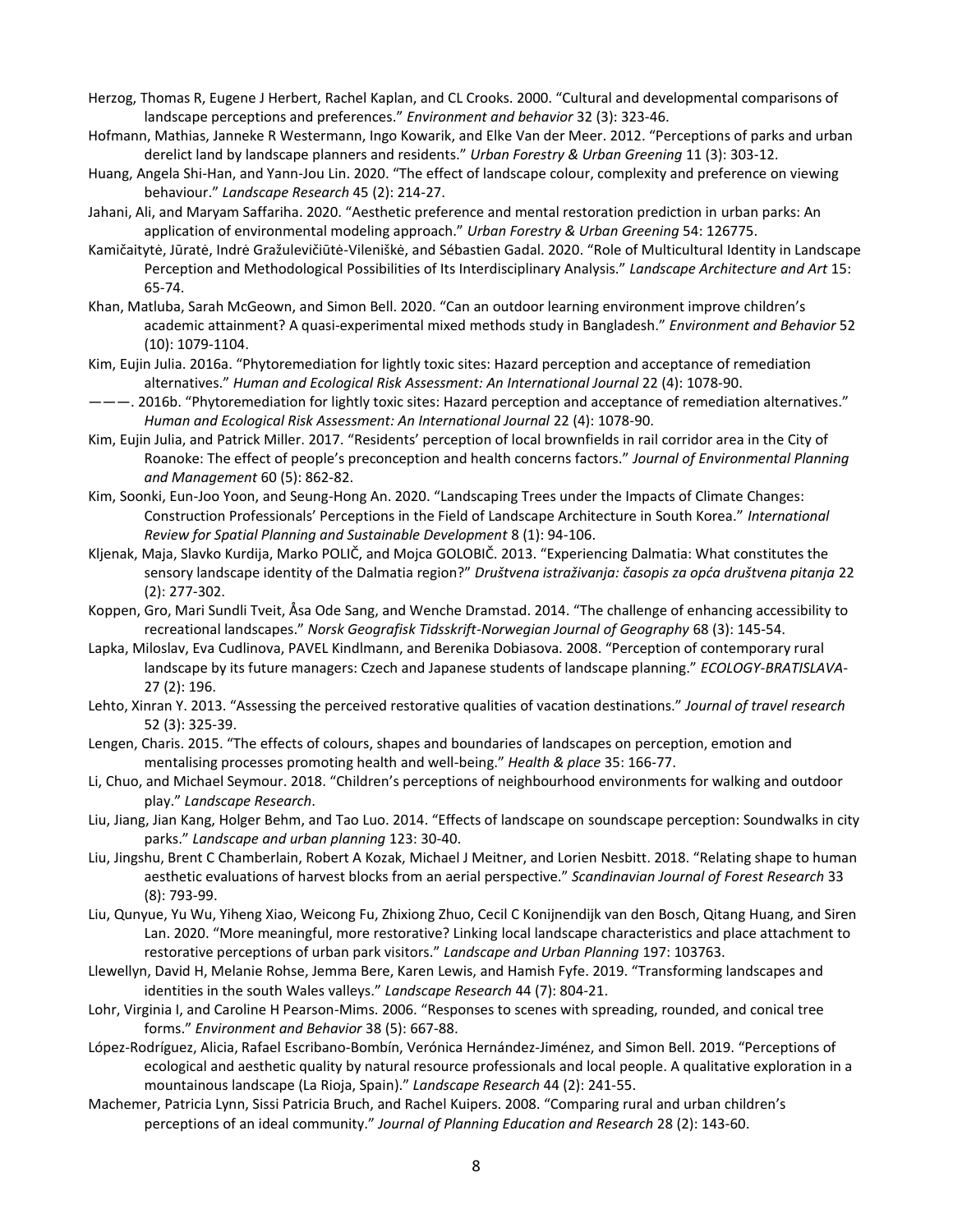Herzog, Thomas R, Eugene J Herbert, Rachel Kaplan, and CL Crooks. 2000. "Cultural and developmental comparisons of landscape perceptions and preferences." *Environment and behavior* 32 (3): 323-46.

Hofmann, Mathias, Janneke R Westermann, Ingo Kowarik, and Elke Van der Meer. 2012. "Perceptions of parks and urban derelict land by landscape planners and residents." *Urban Forestry & Urban Greening* 11 (3): 303-12.

Huang, Angela Shi-Han, and Yann-Jou Lin. 2020. "The effect of landscape colour, complexity and preference on viewing behaviour." *Landscape Research* 45 (2): 214-27.

Jahani, Ali, and Maryam Saffariha. 2020. "Aesthetic preference and mental restoration prediction in urban parks: An application of environmental modeling approach." *Urban Forestry & Urban Greening* 54: 126775.

Kamičaitytė, Jūratė, Indrė Gražulevičiūtė-Vileniškė, and Sébastien Gadal. 2020. "Role of Multicultural Identity in Landscape Perception and Methodological Possibilities of Its Interdisciplinary Analysis." *Landscape Architecture and Art* 15: 65-74.

Khan, Matluba, Sarah McGeown, and Simon Bell. 2020. "Can an outdoor learning environment improve children's academic attainment? A quasi-experimental mixed methods study in Bangladesh." *Environment and Behavior* 52 (10): 1079-1104.

Kim, Eujin Julia. 2016a. "Phytoremediation for lightly toxic sites: Hazard perception and acceptance of remediation alternatives." *Human and Ecological Risk Assessment: An International Journal* 22 (4): 1078-90.

———. 2016b. "Phytoremediation for lightly toxic sites: Hazard perception and acceptance of remediation alternatives." *Human and Ecological Risk Assessment: An International Journal* 22 (4): 1078-90.

Kim, Eujin Julia, and Patrick Miller. 2017. "Residents' perception of local brownfields in rail corridor area in the City of Roanoke: The effect of people's preconception and health concerns factors." *Journal of Environmental Planning and Management* 60 (5): 862-82.

Kim, Soonki, Eun-Joo Yoon, and Seung-Hong An. 2020. "Landscaping Trees under the Impacts of Climate Changes: Construction Professionals' Perceptions in the Field of Landscape Architecture in South Korea." *International Review for Spatial Planning and Sustainable Development* 8 (1): 94-106.

Kljenak, Maja, Slavko Kurdija, Marko POLIČ, and Mojca GOLOBIČ. 2013. "Experiencing Dalmatia: What constitutes the sensory landscape identity of the Dalmatia region?" *Društvena istraživanja: časopis za opća društvena pitanja* 22 (2): 277-302.

Koppen, Gro, Mari Sundli Tveit, Åsa Ode Sang, and Wenche Dramstad. 2014. "The challenge of enhancing accessibility to recreational landscapes." *Norsk Geografisk Tidsskrift-Norwegian Journal of Geography* 68 (3): 145-54.

Lapka, Miloslav, Eva Cudlinova, PAVEL Kindlmann, and Berenika Dobiasova. 2008. "Perception of contemporary rural landscape by its future managers: Czech and Japanese students of landscape planning." *ECOLOGY-BRATISLAVA-* 27 (2): 196.

Lehto, Xinran Y. 2013. "Assessing the perceived restorative qualities of vacation destinations." *Journal of travel research* 52 (3): 325-39.

Lengen, Charis. 2015. "The effects of colours, shapes and boundaries of landscapes on perception, emotion and mentalising processes promoting health and well-being." *Health & place* 35: 166-77.

Li, Chuo, and Michael Seymour. 2018. "Children's perceptions of neighbourhood environments for walking and outdoor play." *Landscape Research*.

Liu, Jiang, Jian Kang, Holger Behm, and Tao Luo. 2014. "Effects of landscape on soundscape perception: Soundwalks in city parks." *Landscape and urban planning* 123: 30-40.

Liu, Jingshu, Brent C Chamberlain, Robert A Kozak, Michael J Meitner, and Lorien Nesbitt. 2018. "Relating shape to human aesthetic evaluations of harvest blocks from an aerial perspective." *Scandinavian Journal of Forest Research* 33 (8): 793-99.

Liu, Qunyue, Yu Wu, Yiheng Xiao, Weicong Fu, Zhixiong Zhuo, Cecil C Konijnendijk van den Bosch, Qitang Huang, and Siren Lan. 2020. "More meaningful, more restorative? Linking local landscape characteristics and place attachment to restorative perceptions of urban park visitors." *Landscape and Urban Planning* 197: 103763.

Llewellyn, David H, Melanie Rohse, Jemma Bere, Karen Lewis, and Hamish Fyfe. 2019. "Transforming landscapes and identities in the south Wales valleys." *Landscape Research* 44 (7): 804-21.

Lohr, Virginia I, and Caroline H Pearson-Mims. 2006. "Responses to scenes with spreading, rounded, and conical tree forms." *Environment and Behavior* 38 (5): 667-88.

López-Rodríguez, Alicia, Rafael Escribano-Bombín, Verónica Hernández-Jiménez, and Simon Bell. 2019. "Perceptions of ecological and aesthetic quality by natural resource professionals and local people. A qualitative exploration in a mountainous landscape (La Rioja, Spain)." *Landscape Research* 44 (2): 241-55.

Machemer, Patricia Lynn, Sissi Patricia Bruch, and Rachel Kuipers. 2008. "Comparing rural and urban children's perceptions of an ideal community." *Journal of Planning Education and Research* 28 (2): 143-60.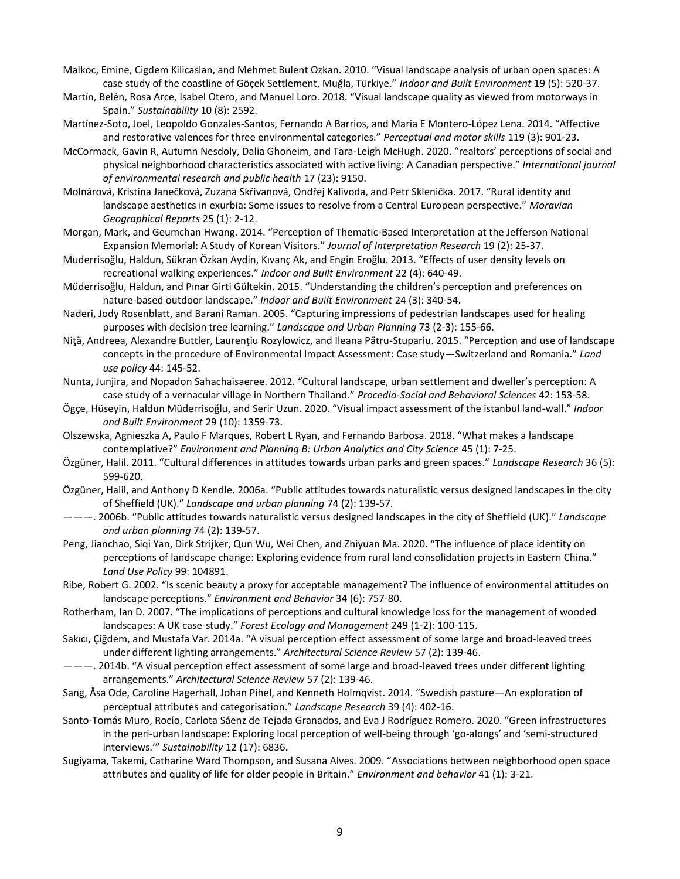Malkoc, Emine, Cigdem Kilicaslan, and Mehmet Bulent Ozkan. 2010. "Visual landscape analysis of urban open spaces: A case study of the coastline of Göçek Settlement, Muğla, Türkiye." *Indoor and Built Environment* 19 (5): 520-37.

Martín, Belén, Rosa Arce, Isabel Otero, and Manuel Loro. 2018. "Visual landscape quality as viewed from motorways in Spain." *Sustainability* 10 (8): 2592.

Martínez-Soto, Joel, Leopoldo Gonzales-Santos, Fernando A Barrios, and Maria E Montero-López Lena. 2014. "Affective and restorative valences for three environmental categories." *Perceptual and motor skills* 119 (3): 901-23.

McCormack, Gavin R, Autumn Nesdoly, Dalia Ghoneim, and Tara-Leigh McHugh. 2020. "realtors' perceptions of social and physical neighborhood characteristics associated with active living: A Canadian perspective." *International journal of environmental research and public health* 17 (23): 9150.

Molnárová, Kristina Janečková, Zuzana Skřivanová, Ondřej Kalivoda, and Petr Sklenička. 2017. "Rural identity and landscape aesthetics in exurbia: Some issues to resolve from a Central European perspective." *Moravian Geographical Reports* 25 (1): 2-12.

Morgan, Mark, and Geumchan Hwang. 2014. "Perception of Thematic-Based Interpretation at the Jefferson National Expansion Memorial: A Study of Korean Visitors." *Journal of Interpretation Research* 19 (2): 25-37.

Muderrisoğlu, Haldun, Sükran Özkan Aydin, Kıvanç Ak, and Engin Eroğlu. 2013. "Effects of user density levels on recreational walking experiences." *Indoor and Built Environment* 22 (4): 640-49.

Müderrisoğlu, Haldun, and Pınar Girti Gültekin. 2015. "Understanding the children's perception and preferences on nature-based outdoor landscape." *Indoor and Built Environment* 24 (3): 340-54.

Naderi, Jody Rosenblatt, and Barani Raman. 2005. "Capturing impressions of pedestrian landscapes used for healing purposes with decision tree learning." *Landscape and Urban Planning* 73 (2-3): 155-66.

Niţă, Andreea, Alexandre Buttler, Laurenţiu Rozylowicz, and Ileana Pătru-Stupariu. 2015. "Perception and use of landscape concepts in the procedure of Environmental Impact Assessment: Case study—Switzerland and Romania." *Land use policy* 44: 145-52.

Nunta, Junjira, and Nopadon Sahachaisaeree. 2012. "Cultural landscape, urban settlement and dweller's perception: A case study of a vernacular village in Northern Thailand." *Procedia-Social and Behavioral Sciences* 42: 153-58.

Ögçe, Hüseyin, Haldun Müderrisoğlu, and Serir Uzun. 2020. "Visual impact assessment of the istanbul land-wall." *Indoor and Built Environment* 29 (10): 1359-73.

Olszewska, Agnieszka A, Paulo F Marques, Robert L Ryan, and Fernando Barbosa. 2018. "What makes a landscape contemplative?" *Environment and Planning B: Urban Analytics and City Science* 45 (1): 7-25.

Özgüner, Halil. 2011. "Cultural differences in attitudes towards urban parks and green spaces." *Landscape Research* 36 (5): 599-620.

Özgüner, Halil, and Anthony D Kendle. 2006a. "Public attitudes towards naturalistic versus designed landscapes in the city of Sheffield (UK)." *Landscape and urban planning* 74 (2): 139-57.

———. 2006b. "Public attitudes towards naturalistic versus designed landscapes in the city of Sheffield (UK)." *Landscape and urban planning* 74 (2): 139-57.

Peng, Jianchao, Siqi Yan, Dirk Strijker, Qun Wu, Wei Chen, and Zhiyuan Ma. 2020. "The influence of place identity on perceptions of landscape change: Exploring evidence from rural land consolidation projects in Eastern China." *Land Use Policy* 99: 104891.

Ribe, Robert G. 2002. "Is scenic beauty a proxy for acceptable management? The influence of environmental attitudes on landscape perceptions." *Environment and Behavior* 34 (6): 757-80.

Rotherham, Ian D. 2007. "The implications of perceptions and cultural knowledge loss for the management of wooded landscapes: A UK case-study." *Forest Ecology and Management* 249 (1-2): 100-115.

Sakıcı, Çiğdem, and Mustafa Var. 2014a. "A visual perception effect assessment of some large and broad-leaved trees under different lighting arrangements." *Architectural Science Review* 57 (2): 139-46.

———. 2014b. "A visual perception effect assessment of some large and broad-leaved trees under different lighting arrangements." *Architectural Science Review* 57 (2): 139-46.

Sang, Åsa Ode, Caroline Hagerhall, Johan Pihel, and Kenneth Holmqvist. 2014. "Swedish pasture—An exploration of perceptual attributes and categorisation." *Landscape Research* 39 (4): 402-16.

Santo-Tomás Muro, Rocío, Carlota Sáenz de Tejada Granados, and Eva J Rodríguez Romero. 2020. "Green infrastructures in the peri-urban landscape: Exploring local perception of well-being through 'go-alongs' and 'semi-structured interviews.'" *Sustainability* 12 (17): 6836.

Sugiyama, Takemi, Catharine Ward Thompson, and Susana Alves. 2009. "Associations between neighborhood open space attributes and quality of life for older people in Britain." *Environment and behavior* 41 (1): 3-21.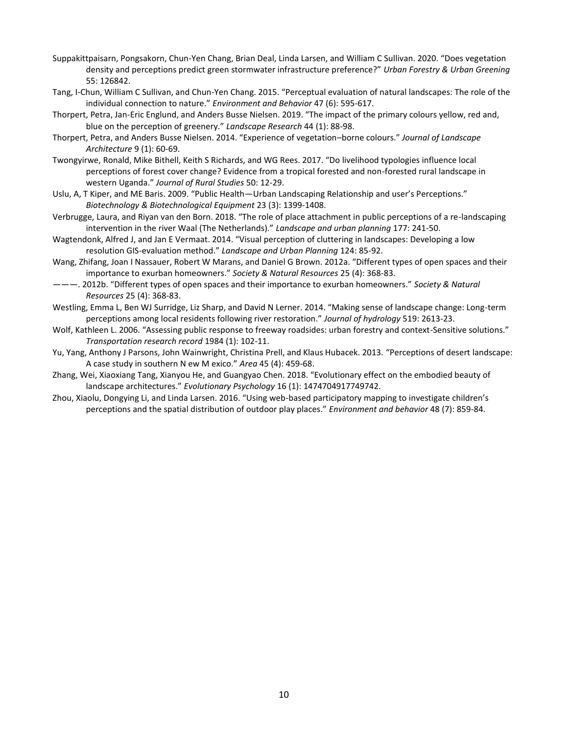Suppakittpaisarn, Pongsakorn, Chun-Yen Chang, Brian Deal, Linda Larsen, and William C Sullivan. 2020. "Does vegetation density and perceptions predict green stormwater infrastructure preference?" *Urban Forestry & Urban Greening* 55: 126842.

Tang, I-Chun, William C Sullivan, and Chun-Yen Chang. 2015. "Perceptual evaluation of natural landscapes: The role of the individual connection to nature." *Environment and Behavior* 47 (6): 595-617.

Thorpert, Petra, Jan-Eric Englund, and Anders Busse Nielsen. 2019. "The impact of the primary colours yellow, red and, blue on the perception of greenery." *Landscape Research* 44 (1): 88-98.

Thorpert, Petra, and Anders Busse Nielsen. 2014. "Experience of vegetation–borne colours." *Journal of Landscape Architecture* 9 (1): 60-69.

Twongyirwe, Ronald, Mike Bithell, Keith S Richards, and WG Rees. 2017. "Do livelihood typologies influence local perceptions of forest cover change? Evidence from a tropical forested and non-forested rural landscape in western Uganda." *Journal of Rural Studies* 50: 12-29.

Uslu, A, T Kiper, and ME Baris. 2009. "Public Health—Urban Landscaping Relationship and user's Perceptions." *Biotechnology & Biotechnological Equipment* 23 (3): 1399-1408.

Verbrugge, Laura, and Riyan van den Born. 2018. "The role of place attachment in public perceptions of a re-landscaping intervention in the river Waal (The Netherlands)." *Landscape and urban planning* 177: 241-50.

Wagtendonk, Alfred J, and Jan E Vermaat. 2014. "Visual perception of cluttering in landscapes: Developing a low resolution GIS-evaluation method." *Landscape and Urban Planning* 124: 85-92.

Wang, Zhifang, Joan I Nassauer, Robert W Marans, and Daniel G Brown. 2012a. "Different types of open spaces and their importance to exurban homeowners." *Society & Natural Resources* 25 (4): 368-83.

———. 2012b. "Different types of open spaces and their importance to exurban homeowners." *Society & Natural Resources* 25 (4): 368-83.

Westling, Emma L, Ben WJ Surridge, Liz Sharp, and David N Lerner. 2014. "Making sense of landscape change: Long-term perceptions among local residents following river restoration." *Journal of hydrology* 519: 2613-23.

Wolf, Kathleen L. 2006. "Assessing public response to freeway roadsides: urban forestry and context-Sensitive solutions." *Transportation research record* 1984 (1): 102-11.

Yu, Yang, Anthony J Parsons, John Wainwright, Christina Prell, and Klaus Hubacek. 2013. "Perceptions of desert landscape: A case study in southern N ew M exico." *Area* 45 (4): 459-68.

Zhang, Wei, Xiaoxiang Tang, Xianyou He, and Guangyao Chen. 2018. "Evolutionary effect on the embodied beauty of landscape architectures." *Evolutionary Psychology* 16 (1): 1474704917749742.

Zhou, Xiaolu, Dongying Li, and Linda Larsen. 2016. "Using web-based participatory mapping to investigate children's perceptions and the spatial distribution of outdoor play places." *Environment and behavior* 48 (7): 859-84.